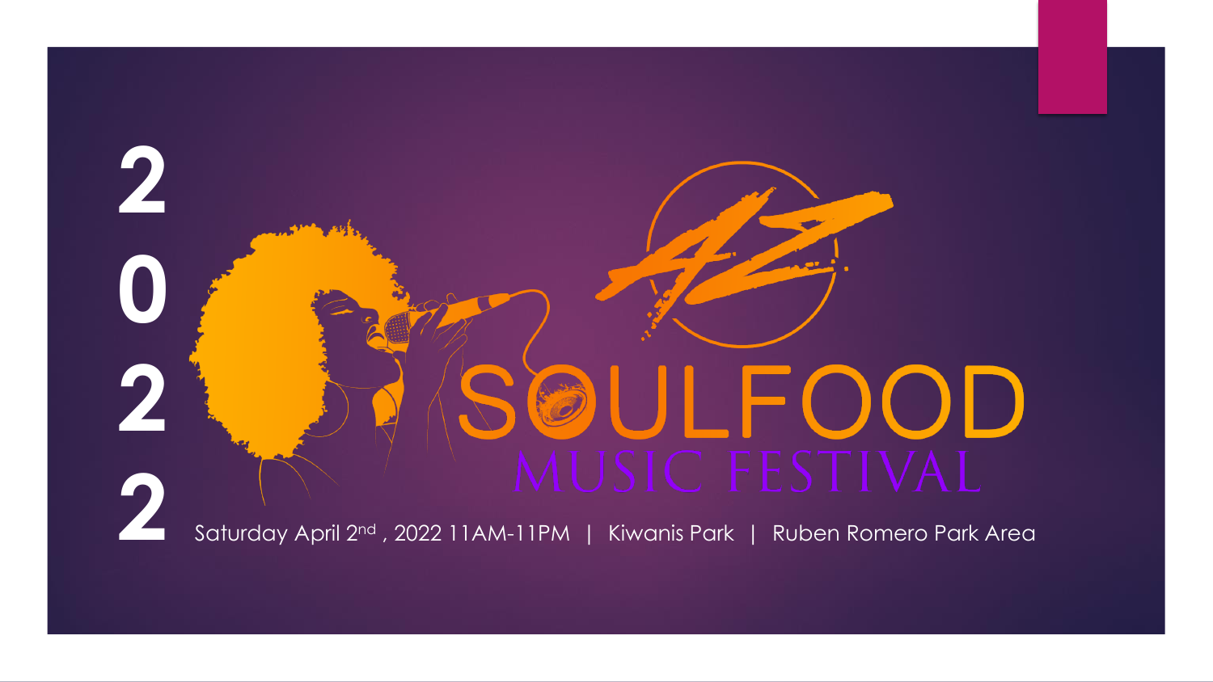2022

# AZ SOULFOOD MUSIC FESTIVAL

Saturday April 2nd , 2022 11AM-11PM | Kiwanis Park | Ruben Romero Park Area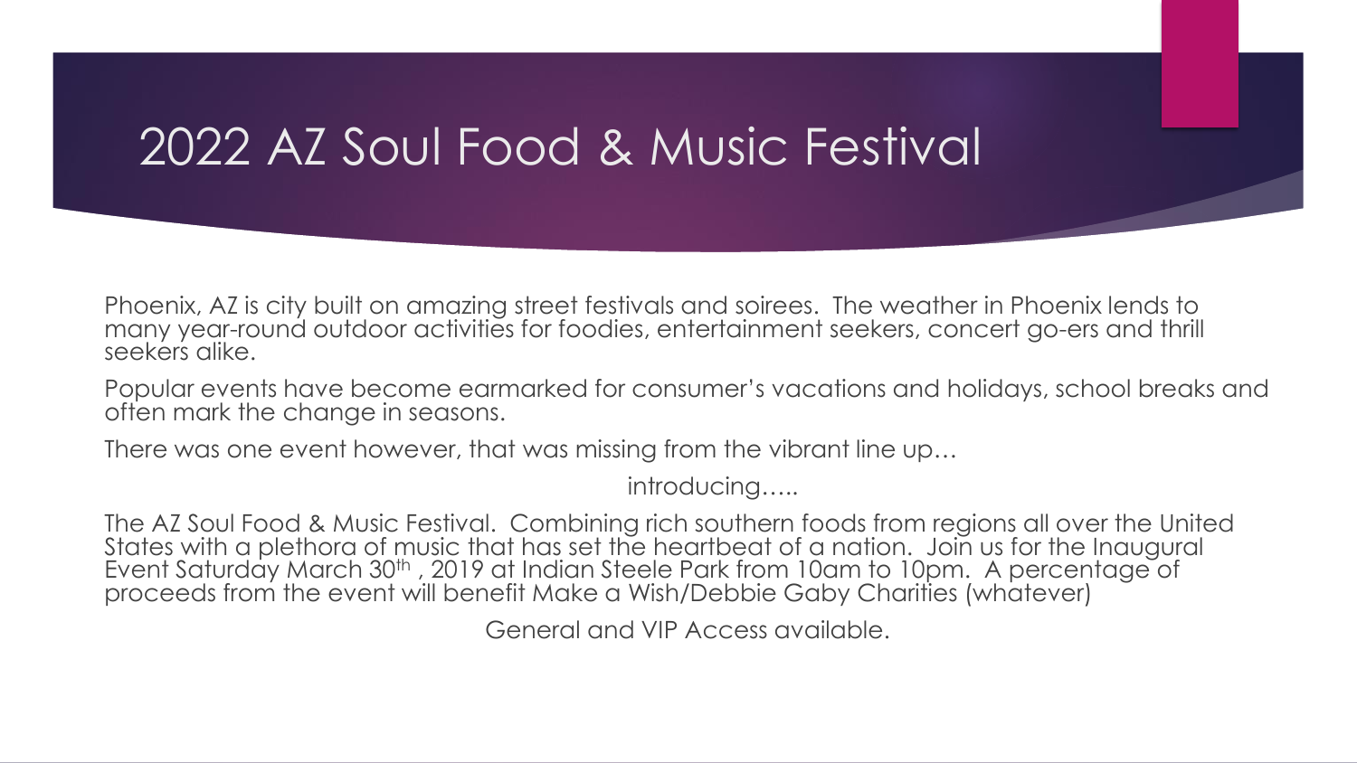# 2022 AZ Soul Food & Music Festival

Phoenix, AZ is city built on amazing street festivals and soirees. The weather in Phoenix lends to many year-round outdoor activities for foodies, entertainment seekers, concert go-ers and thrill seekers alike.

Popular events have become earmarked for consumer's vacations and holidays, school breaks and often mark the change in seasons.

There was one event however, that was missing from the vibrant line up…

introducing…..

The AZ Soul Food & Music Festival. Combining rich southern foods from regions all over the United States with a plethora of music that has set the heartbeat of a nation. Join us for the Inaugural Event Saturday March 30th , 2019 at Indian Steele Park from 10am to 10pm. A percentage of proceeds from the event will benefit Make a Wish/Debbie Gaby Charities (whatever)

General and VIP Access available.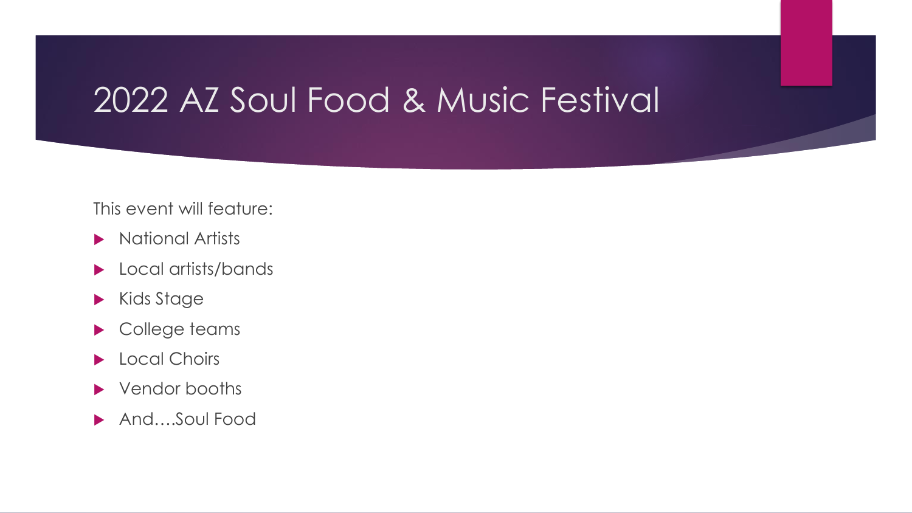# 2022 AZ Soul Food & Music Festival

This event will feature:

- National Artists
- Local artists/bands
- Kids Stage
- College teams
- Local Choirs
- Vendor booths
- And….Soul Food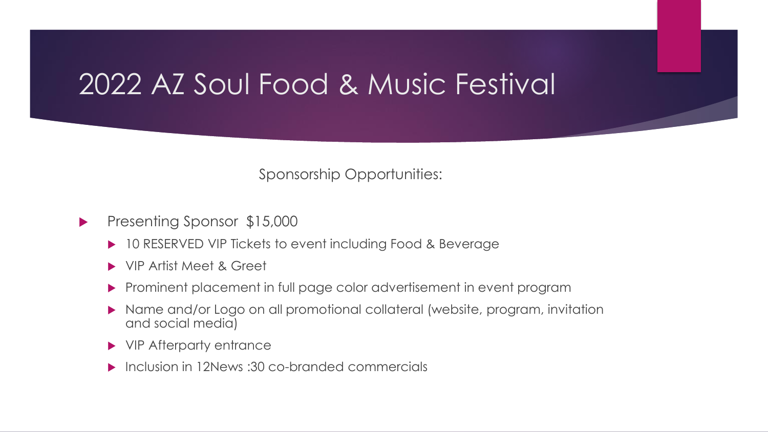# 2022 AZ Soul Food & Music Festival

Sponsorship Opportunities:

- Presenting Sponsor  $15,000
  - 10 RESERVED VIP Tickets to event including Food & Beverage
  - VIP Artist Meet & Greet
  - Prominent placement in full page color advertisement in event program
  - Name and/or Logo on all promotional collateral (website, program, invitation and social media)
  - VIP Afterparty entrance
  - Inclusion in 12News :30 co-branded commercials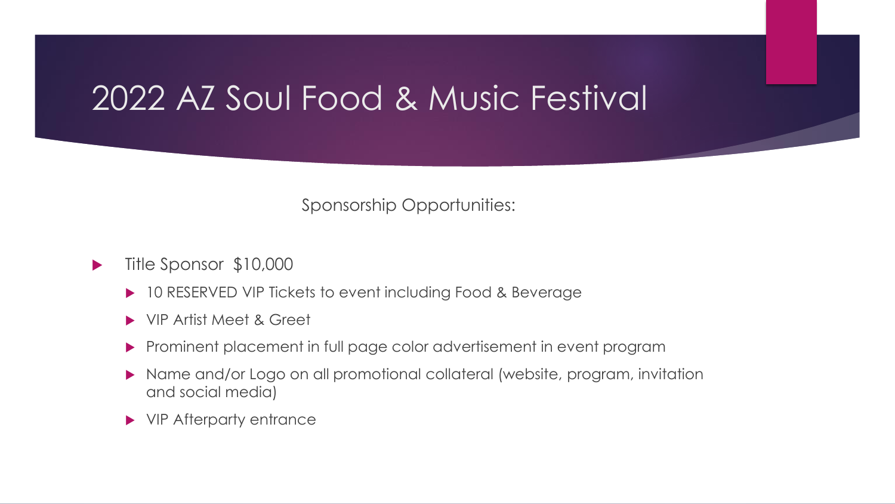# 2022 AZ Soul Food & Music Festival

Sponsorship Opportunities:

- Title Sponsor $10,000
  - 10 RESERVED VIP Tickets to event including Food & Beverage
  - VIP Artist Meet & Greet
  - Prominent placement in full page color advertisement in event program
  - Name and/or Logo on all promotional collateral (website, program, invitation and social media)
  - VIP Afterparty entrance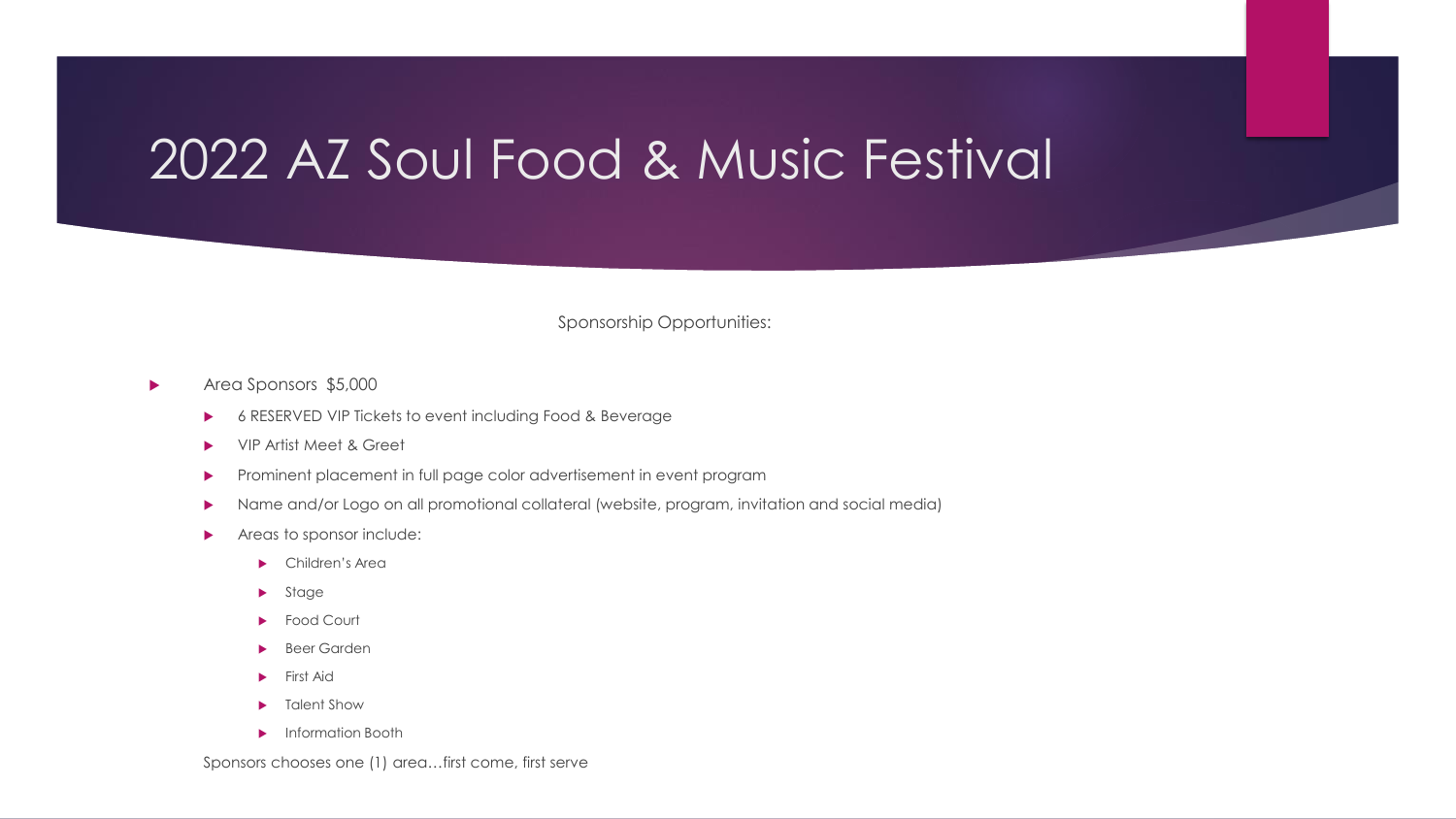# 2022 AZ Soul Food & Music Festival

Sponsorship Opportunities:

- Area Sponsors  $5,000
  - 6 RESERVED VIP Tickets to event including Food & Beverage
  - VIP Artist Meet & Greet
  - Prominent placement in full page color advertisement in event program
  - Name and/or Logo on all promotional collateral (website, program, invitation and social media)
  - Areas to sponsor include:
    - Children's Area
    - Stage
    - Food Court
    - Beer Garden
    - First Aid
    - Talent Show
    - Information Booth

Sponsors chooses one (1) area…first come, first serve